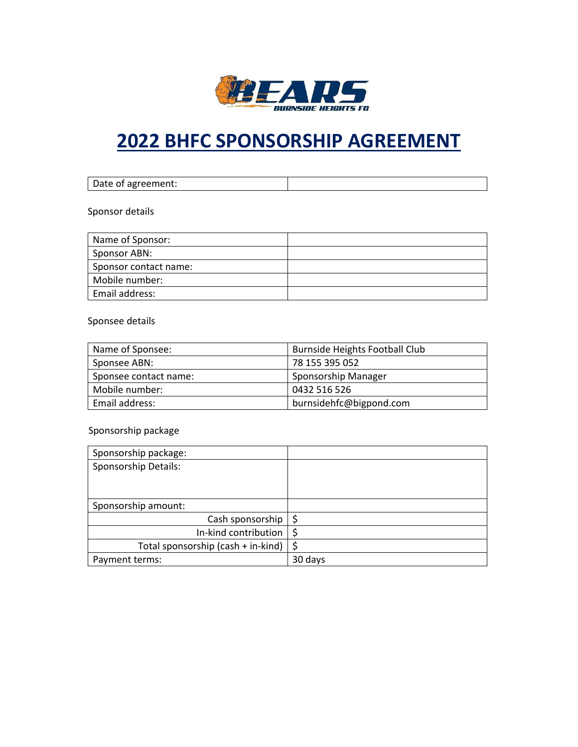# 2022 BHFC SPONSORSHIP AGREEMENT

| Date of agreement: | |
|---|---|

Sponsor details

| Name of Sponsor: | |
|---|---|
| Sponsor ABN: | |
| Sponsor contact name: | |
| Mobile number: | |
| Email address: | |

Sponsee details

| Name of Sponsee: | Burnside Heights Football Club |
|---|---|
| Sponsee ABN: | 78 155 395 052 |
| Sponsee contact name: | Sponsorship Manager |
| Mobile number: | 0432 516 526 |
| Email address: | burnsidehfc@bigpond.com |

Sponsorship package

| Sponsorship package: | |
|---|---|
| Sponsorship Details: | |
| Sponsorship amount: | |
| Cash sponsorship | $ |
| In-kind contribution | $ |
| Total sponsorship (cash + in-kind) | $ |
| Payment terms: | 30 days |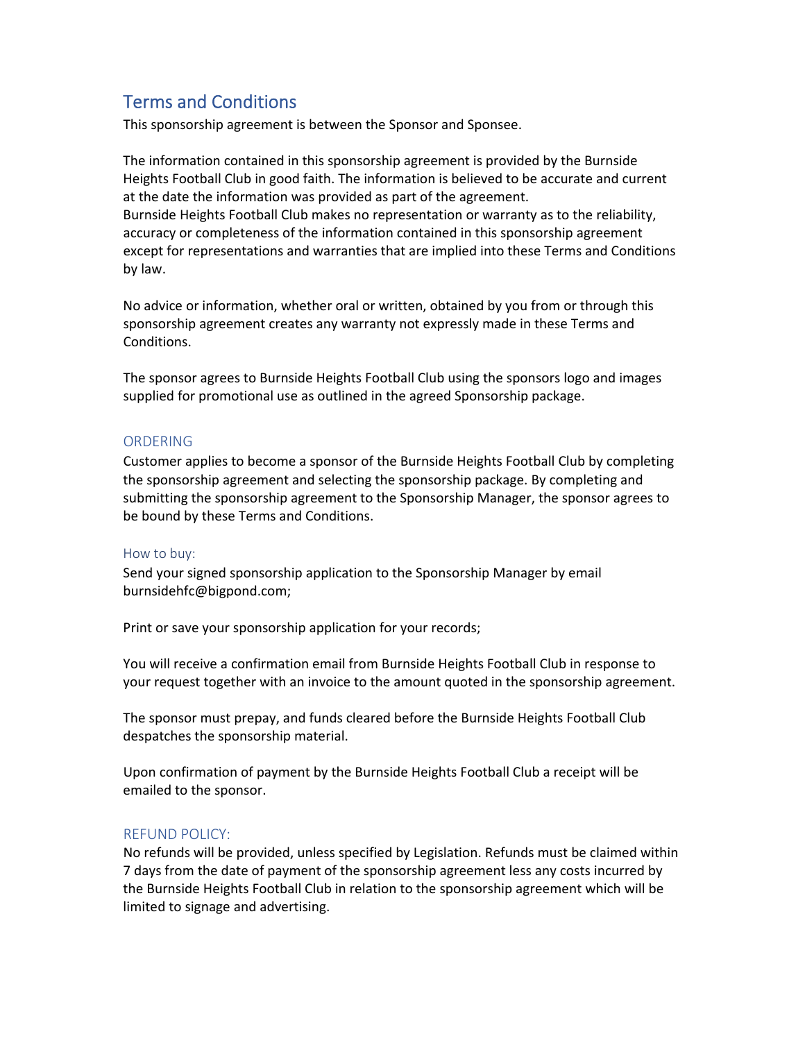## Terms and Conditions

This sponsorship agreement is between the Sponsor and Sponsee.

The information contained in this sponsorship agreement is provided by the Burnside Heights Football Club in good faith. The information is believed to be accurate and current at the date the information was provided as part of the agreement.
Burnside Heights Football Club makes no representation or warranty as to the reliability, accuracy or completeness of the information contained in this sponsorship agreement except for representations and warranties that are implied into these Terms and Conditions by law.

No advice or information, whether oral or written, obtained by you from or through this sponsorship agreement creates any warranty not expressly made in these Terms and Conditions.

The sponsor agrees to Burnside Heights Football Club using the sponsors logo and images supplied for promotional use as outlined in the agreed Sponsorship package.

### ORDERING

Customer applies to become a sponsor of the Burnside Heights Football Club by completing the sponsorship agreement and selecting the sponsorship package. By completing and submitting the sponsorship agreement to the Sponsorship Manager, the sponsor agrees to be bound by these Terms and Conditions.

#### How to buy:

Send your signed sponsorship application to the Sponsorship Manager by email burnsidehfc@bigpond.com;

Print or save your sponsorship application for your records;

You will receive a confirmation email from Burnside Heights Football Club in response to your request together with an invoice to the amount quoted in the sponsorship agreement.

The sponsor must prepay, and funds cleared before the Burnside Heights Football Club despatches the sponsorship material.

Upon confirmation of payment by the Burnside Heights Football Club a receipt will be emailed to the sponsor.

### REFUND POLICY:

No refunds will be provided, unless specified by Legislation. Refunds must be claimed within 7 days from the date of payment of the sponsorship agreement less any costs incurred by the Burnside Heights Football Club in relation to the sponsorship agreement which will be limited to signage and advertising.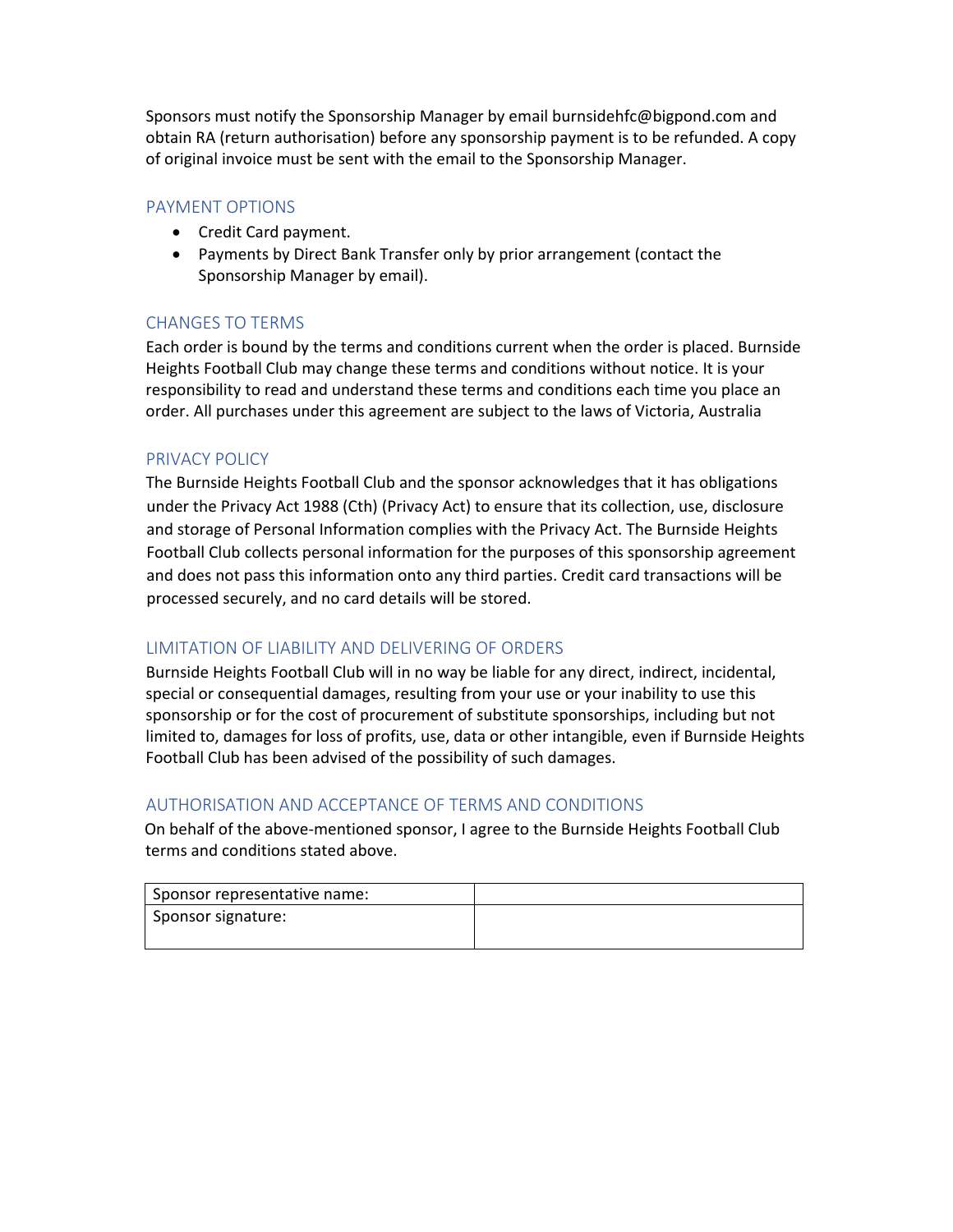Sponsors must notify the Sponsorship Manager by email burnsidehfc@bigpond.com and obtain RA (return authorisation) before any sponsorship payment is to be refunded. A copy of original invoice must be sent with the email to the Sponsorship Manager.

## PAYMENT OPTIONS

- Credit Card payment.
- Payments by Direct Bank Transfer only by prior arrangement (contact the Sponsorship Manager by email).

## CHANGES TO TERMS

Each order is bound by the terms and conditions current when the order is placed. Burnside Heights Football Club may change these terms and conditions without notice. It is your responsibility to read and understand these terms and conditions each time you place an order. All purchases under this agreement are subject to the laws of Victoria, Australia

## PRIVACY POLICY

The Burnside Heights Football Club and the sponsor acknowledges that it has obligations under the Privacy Act 1988 (Cth) (Privacy Act) to ensure that its collection, use, disclosure and storage of Personal Information complies with the Privacy Act. The Burnside Heights Football Club collects personal information for the purposes of this sponsorship agreement and does not pass this information onto any third parties. Credit card transactions will be processed securely, and no card details will be stored.

## LIMITATION OF LIABILITY AND DELIVERING OF ORDERS

Burnside Heights Football Club will in no way be liable for any direct, indirect, incidental, special or consequential damages, resulting from your use or your inability to use this sponsorship or for the cost of procurement of substitute sponsorships, including but not limited to, damages for loss of profits, use, data or other intangible, even if Burnside Heights Football Club has been advised of the possibility of such damages.

## AUTHORISATION AND ACCEPTANCE OF TERMS AND CONDITIONS

On behalf of the above-mentioned sponsor, I agree to the Burnside Heights Football Club terms and conditions stated above.

| | |
|---|---|
| Sponsor representative name: | |
| Sponsor signature: | |